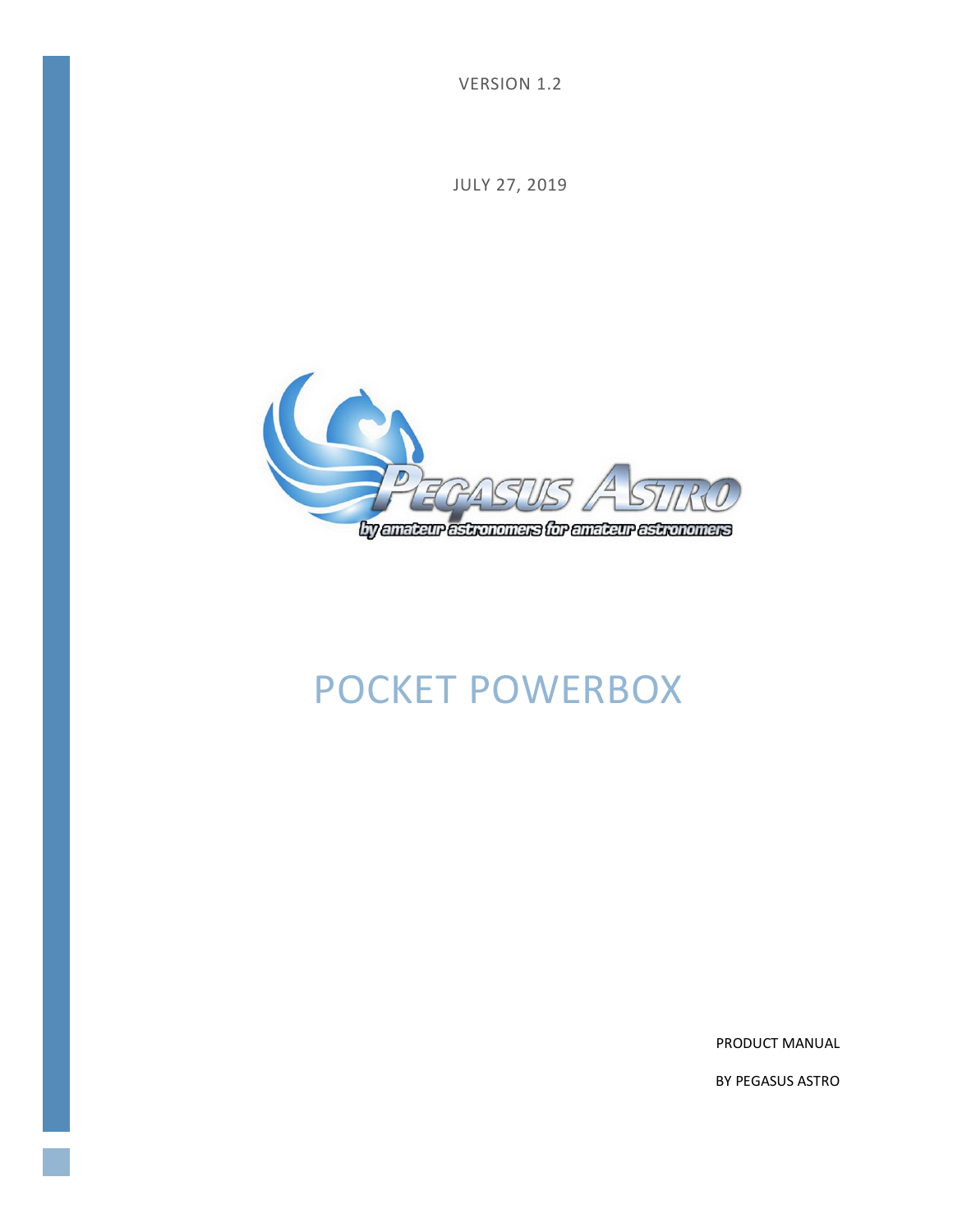VERSION 1.2

JULY 27, 2019

# POCKET POWERBOX

PRODUCT MANUAL

BY PEGASUS ASTRO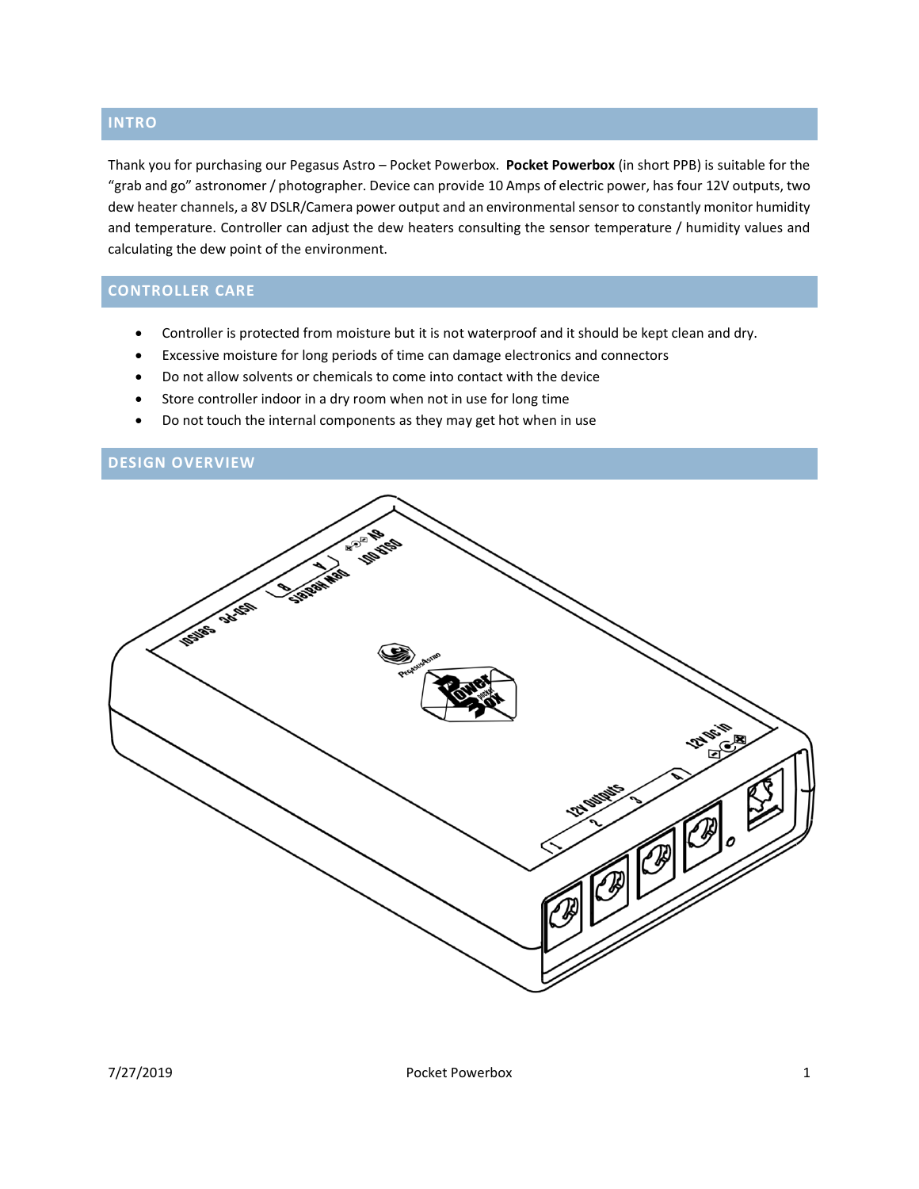## INTRO

Thank you for purchasing our Pegasus Astro – Pocket Powerbox. **Pocket Powerbox** (in short PPB) is suitable for the "grab and go" astronomer / photographer. Device can provide 10 Amps of electric power, has four 12V outputs, two dew heater channels, a 8V DSLR/Camera power output and an environmental sensor to constantly monitor humidity and temperature. Controller can adjust the dew heaters consulting the sensor temperature / humidity values and calculating the dew point of the environment.

## CONTROLLER CARE

- Controller is protected from moisture but it is not waterproof and it should be kept clean and dry.
- Excessive moisture for long periods of time can damage electronics and connectors
- Do not allow solvents or chemicals to come into contact with the device
- Store controller indoor in a dry room when not in use for long time
- Do not touch the internal components as they may get hot when in use

## DESIGN OVERVIEW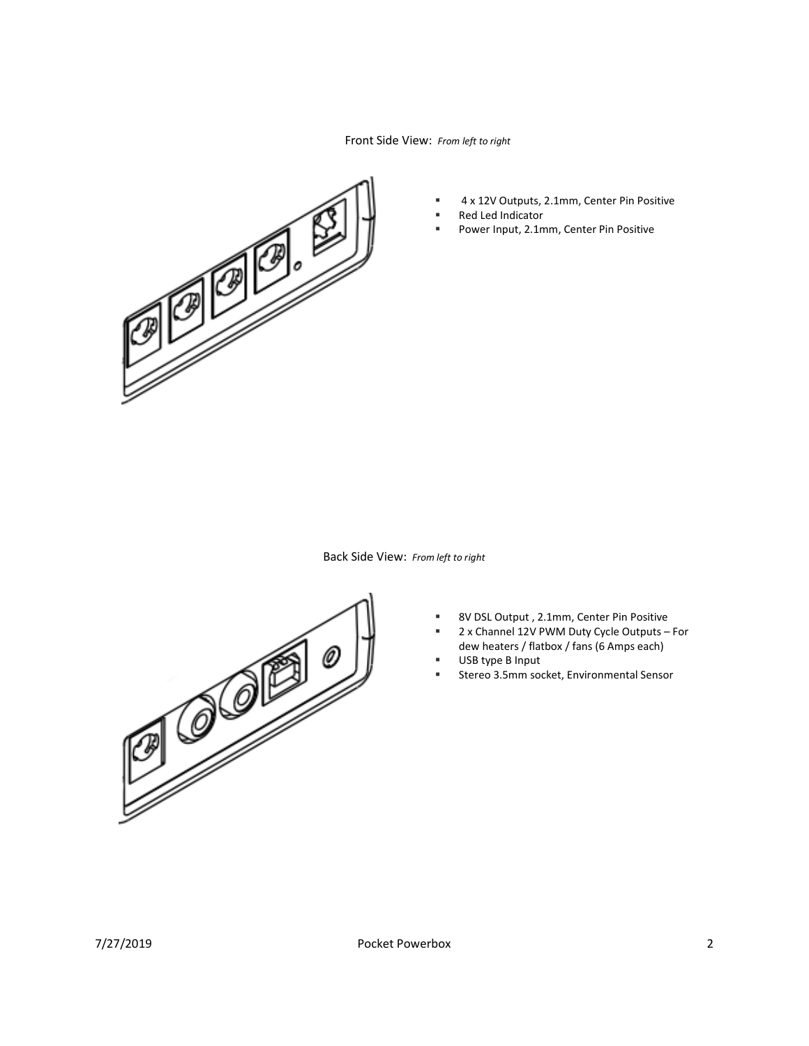Front Side View: *From left to right*

- 4 x 12V Outputs, 2.1mm, Center Pin Positive
- Red Led Indicator
- Power Input, 2.1mm, Center Pin Positive

Back Side View: *From left to right*

- 8V DSL Output , 2.1mm, Center Pin Positive
- 2 x Channel 12V PWM Duty Cycle Outputs – For dew heaters / flatbox / fans (6 Amps each)
- USB type B Input
- Stereo 3.5mm socket, Environmental Sensor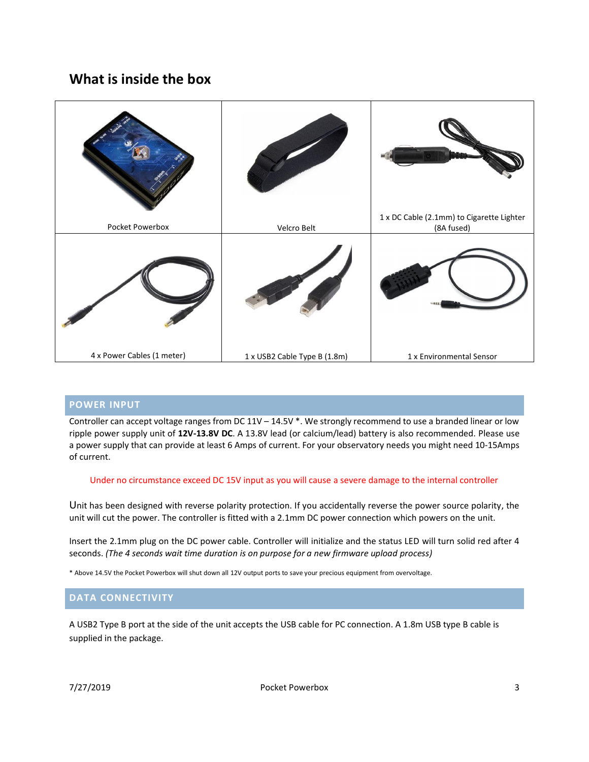## What is inside the box

| | | |
|---|---|---|
| Pocket Powerbox | Velcro Belt | 1 x DC Cable (2.1mm) to Cigarette Lighter (8A fused) |
| 4 x Power Cables (1 meter) | 1 x USB2 Cable Type B (1.8m) | 1 x Environmental Sensor |

### POWER INPUT

Controller can accept voltage ranges from DC 11V – 14.5V *. We strongly recommend to use a branded linear or low ripple power supply unit of **12V-13.8V DC**. A 13.8V lead (or calcium/lead) battery is also recommended. Please use a power supply that can provide at least 6 Amps of current. For your observatory needs you might need 10-15Amps of current.

Under no circumstance exceed DC 15V input as you will cause a severe damage to the internal controller

Unit has been designed with reverse polarity protection. If you accidentally reverse the power source polarity, the unit will cut the power. The controller is fitted with a 2.1mm DC power connection which powers on the unit.

Insert the 2.1mm plug on the DC power cable. Controller will initialize and the status LED will turn solid red after 4 seconds. *(The 4 seconds wait time duration is on purpose for a new firmware upload process)*

* Above 14.5V the Pocket Powerbox will shut down all 12V output ports to save your precious equipment from overvoltage.

### DATA CONNECTIVITY

A USB2 Type B port at the side of the unit accepts the USB cable for PC connection. A 1.8m USB type B cable is supplied in the package.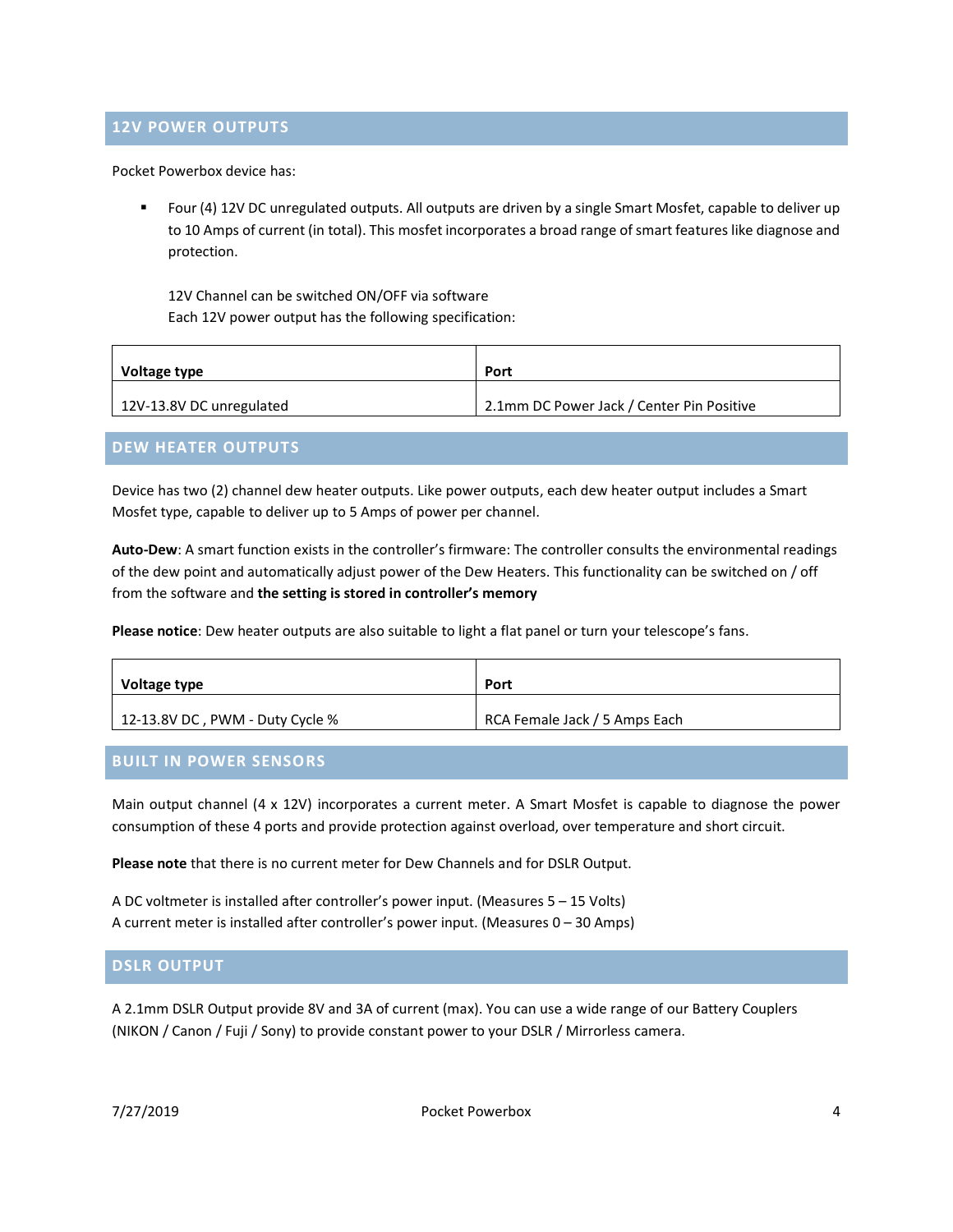## 12V POWER OUTPUTS

Pocket Powerbox device has:

- Four (4) 12V DC unregulated outputs. All outputs are driven by a single Smart Mosfet, capable to deliver up to 10 Amps of current (in total). This mosfet incorporates a broad range of smart features like diagnose and protection.

  12V Channel can be switched ON/OFF via software
  Each 12V power output has the following specification:

| Voltage type | Port |
|---|---|
| 12V-13.8V DC unregulated | 2.1mm DC Power Jack / Center Pin Positive |

## DEW HEATER OUTPUTS

Device has two (2) channel dew heater outputs. Like power outputs, each dew heater output includes a Smart Mosfet type, capable to deliver up to 5 Amps of power per channel.

**Auto-Dew**: A smart function exists in the controller's firmware: The controller consults the environmental readings of the dew point and automatically adjust power of the Dew Heaters. This functionality can be switched on / off from the software and **the setting is stored in controller's memory**

**Please notice**: Dew heater outputs are also suitable to light a flat panel or turn your telescope's fans.

| Voltage type | Port |
|---|---|
| 12-13.8V DC , PWM - Duty Cycle % | RCA Female Jack / 5 Amps Each |

## BUILT IN POWER SENSORS

Main output channel (4 x 12V) incorporates a current meter. A Smart Mosfet is capable to diagnose the power consumption of these 4 ports and provide protection against overload, over temperature and short circuit.

**Please note** that there is no current meter for Dew Channels and for DSLR Output.

A DC voltmeter is installed after controller's power input. (Measures 5 – 15 Volts)
A current meter is installed after controller's power input. (Measures 0 – 30 Amps)

## DSLR OUTPUT

A 2.1mm DSLR Output provide 8V and 3A of current (max). You can use a wide range of our Battery Couplers (NIKON / Canon / Fuji / Sony) to provide constant power to your DSLR / Mirrorless camera.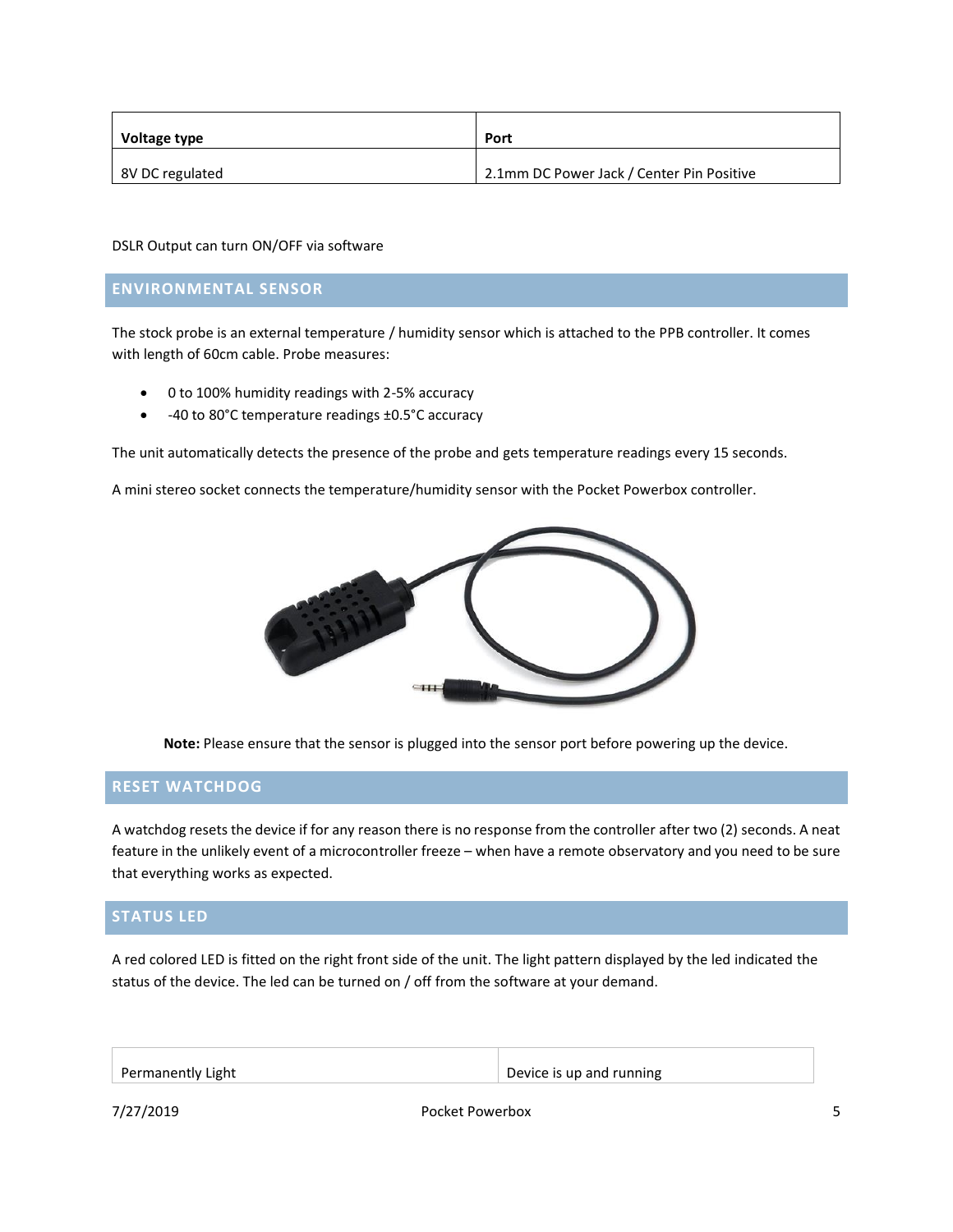| Voltage type | Port |
| --- | --- |
| 8V DC regulated | 2.1mm DC Power Jack / Center Pin Positive |

DSLR Output can turn ON/OFF via software

## ENVIRONMENTAL SENSOR

The stock probe is an external temperature / humidity sensor which is attached to the PPB controller. It comes with length of 60cm cable. Probe measures:

- 0 to 100% humidity readings with 2-5% accuracy
- -40 to 80°C temperature readings ±0.5°C accuracy

The unit automatically detects the presence of the probe and gets temperature readings every 15 seconds.

A mini stereo socket connects the temperature/humidity sensor with the Pocket Powerbox controller.

**Note:** Please ensure that the sensor is plugged into the sensor port before powering up the device.

## RESET WATCHDOG

A watchdog resets the device if for any reason there is no response from the controller after two (2) seconds. A neat feature in the unlikely event of a microcontroller freeze – when have a remote observatory and you need to be sure that everything works as expected.

## STATUS LED

A red colored LED is fitted on the right front side of the unit. The light pattern displayed by the led indicated the status of the device. The led can be turned on / off from the software at your demand.

| Permanently Light | Device is up and running |
| --- | --- |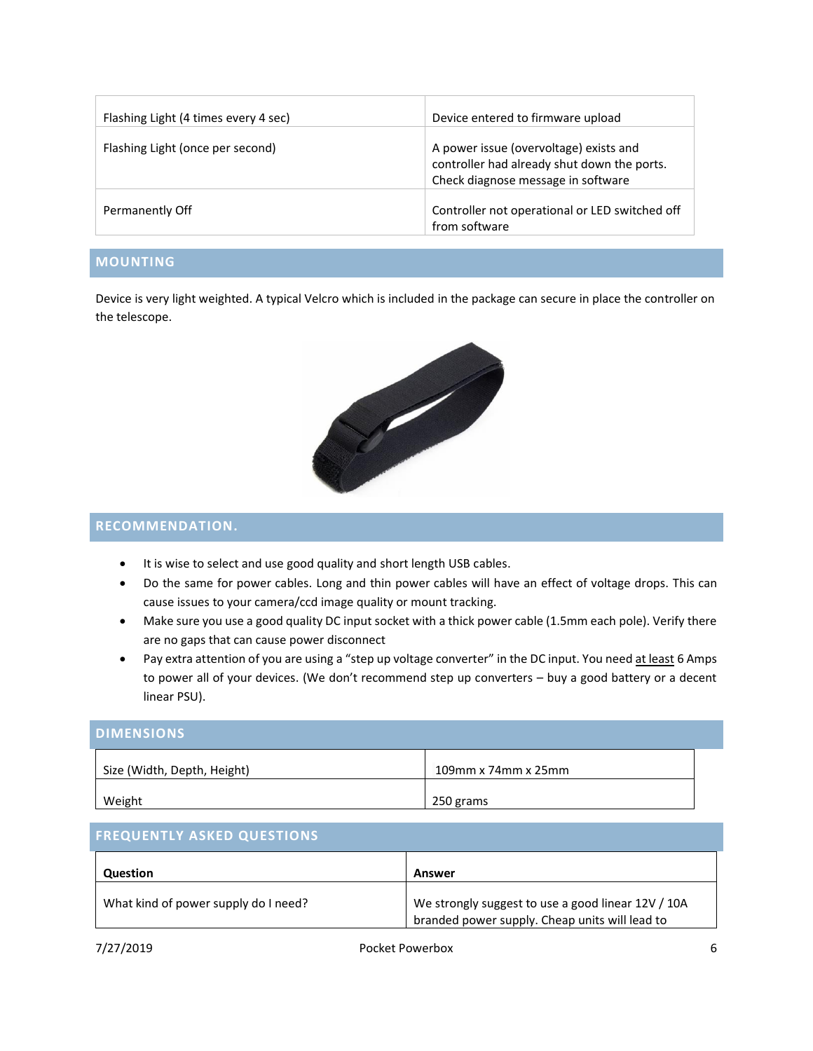| | |
|---|---|
| Flashing Light (4 times every 4 sec) | Device entered to firmware upload |
| Flashing Light (once per second) | A power issue (overvoltage) exists and controller had already shut down the ports. Check diagnose message in software |
| Permanently Off | Controller not operational or LED switched off from software |

## MOUNTING

Device is very light weighted. A typical Velcro which is included in the package can secure in place the controller on the telescope.

## RECOMMENDATION.

- It is wise to select and use good quality and short length USB cables.
- Do the same for power cables. Long and thin power cables will have an effect of voltage drops. This can cause issues to your camera/ccd image quality or mount tracking.
- Make sure you use a good quality DC input socket with a thick power cable (1.5mm each pole). Verify there are no gaps that can cause power disconnect
- Pay extra attention of you are using a "step up voltage converter" in the DC input. You need at least 6 Amps to power all of your devices. (We don't recommend step up converters – buy a good battery or a decent linear PSU).

## DIMENSIONS

| | |
|---|---|
| Size (Width, Depth, Height) | 109mm x 74mm x 25mm |
| Weight | 250 grams |

## FREQUENTLY ASKED QUESTIONS

| Question | Answer |
|---|---|
| What kind of power supply do I need? | We strongly suggest to use a good linear 12V / 10A branded power supply. Cheap units will lead to |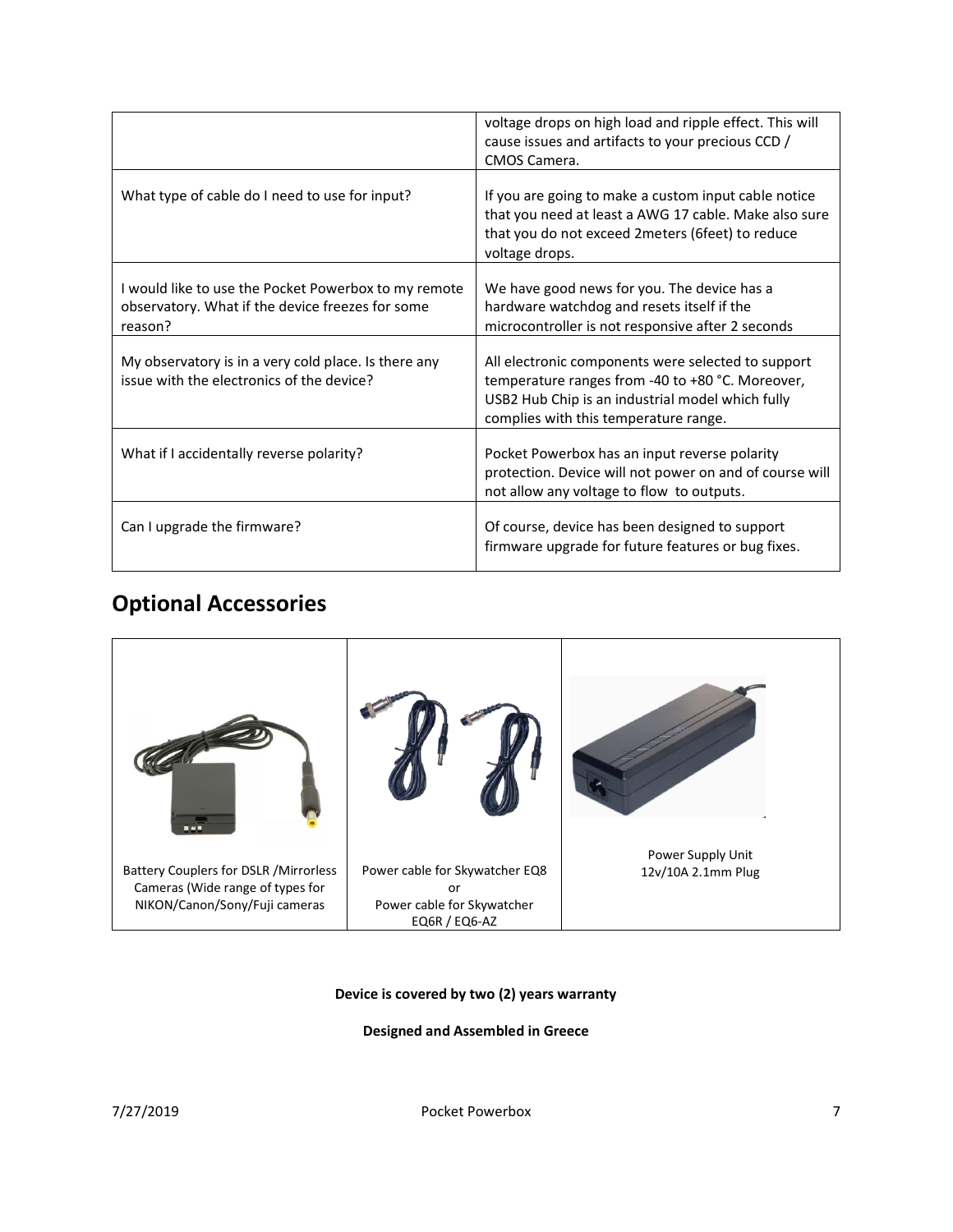| | |
|---|---|
| | voltage drops on high load and ripple effect. This will cause issues and artifacts to your precious CCD / CMOS Camera. |
| What type of cable do I need to use for input? | If you are going to make a custom input cable notice that you need at least a AWG 17 cable. Make also sure that you do not exceed 2meters (6feet) to reduce voltage drops. |
| I would like to use the Pocket Powerbox to my remote observatory. What if the device freezes for some reason? | We have good news for you. The device has a hardware watchdog and resets itself if the microcontroller is not responsive after 2 seconds |
| My observatory is in a very cold place. Is there any issue with the electronics of the device? | All electronic components were selected to support temperature ranges from -40 to +80 °C. Moreover, USB2 Hub Chip is an industrial model which fully complies with this temperature range. |
| What if I accidentally reverse polarity? | Pocket Powerbox has an input reverse polarity protection. Device will not power on and of course will not allow any voltage to flow to outputs. |
| Can I upgrade the firmware? | Of course, device has been designed to support firmware upgrade for future features or bug fixes. |

## Optional Accessories

| | | |
|---|---|---|
| Battery Couplers for DSLR /Mirrorless Cameras (Wide range of types for NIKON/Canon/Sony/Fuji cameras | Power cable for Skywatcher EQ8 or Power cable for Skywatcher EQ6R / EQ6-AZ | Power Supply Unit 12v/10A 2.1mm Plug |

**Device is covered by two (2) years warranty**

**Designed and Assembled in Greece**